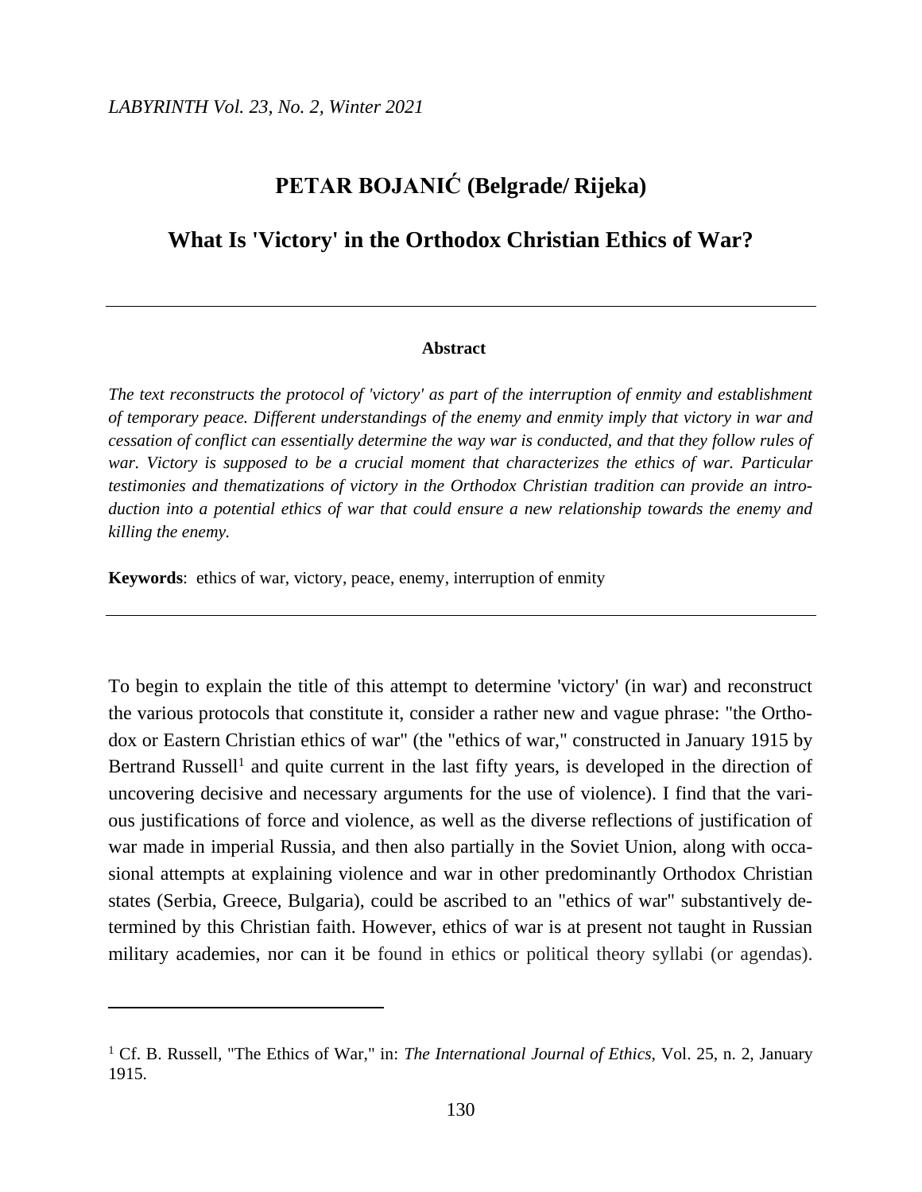# PETAR BOJANIĆ (Belgrade/ Rijeka)

## What Is 'Victory' in the Orthodox Christian Ethics of War?

---

**Abstract**

*The text reconstructs the protocol of 'victory' as part of the interruption of enmity and establishment of temporary peace. Different understandings of the enemy and enmity imply that victory in war and cessation of conflict can essentially determine the way war is conducted, and that they follow rules of war. Victory is supposed to be a crucial moment that characterizes the ethics of war. Particular testimonies and thematizations of victory in the Orthodox Christian tradition can provide an introduction into a potential ethics of war that could ensure a new relationship towards the enemy and killing the enemy.*

**Keywords**: ethics of war, victory, peace, enemy, interruption of enmity

---

To begin to explain the title of this attempt to determine 'victory' (in war) and reconstruct the various protocols that constitute it, consider a rather new and vague phrase: "the Orthodox or Eastern Christian ethics of war" (the "ethics of war," constructed in January 1915 by Bertrand Russell[1] and quite current in the last fifty years, is developed in the direction of uncovering decisive and necessary arguments for the use of violence). I find that the various justifications of force and violence, as well as the diverse reflections of justification of war made in imperial Russia, and then also partially in the Soviet Union, along with occasional attempts at explaining violence and war in other predominantly Orthodox Christian states (Serbia, Greece, Bulgaria), could be ascribed to an "ethics of war" substantively determined by this Christian faith. However, ethics of war is at present not taught in Russian military academies, nor can it be found in ethics or political theory syllabi (or agendas).

---

[1] Cf. B. Russell, "The Ethics of War," in: *The International Journal of Ethics*, Vol. 25, n. 2, January 1915.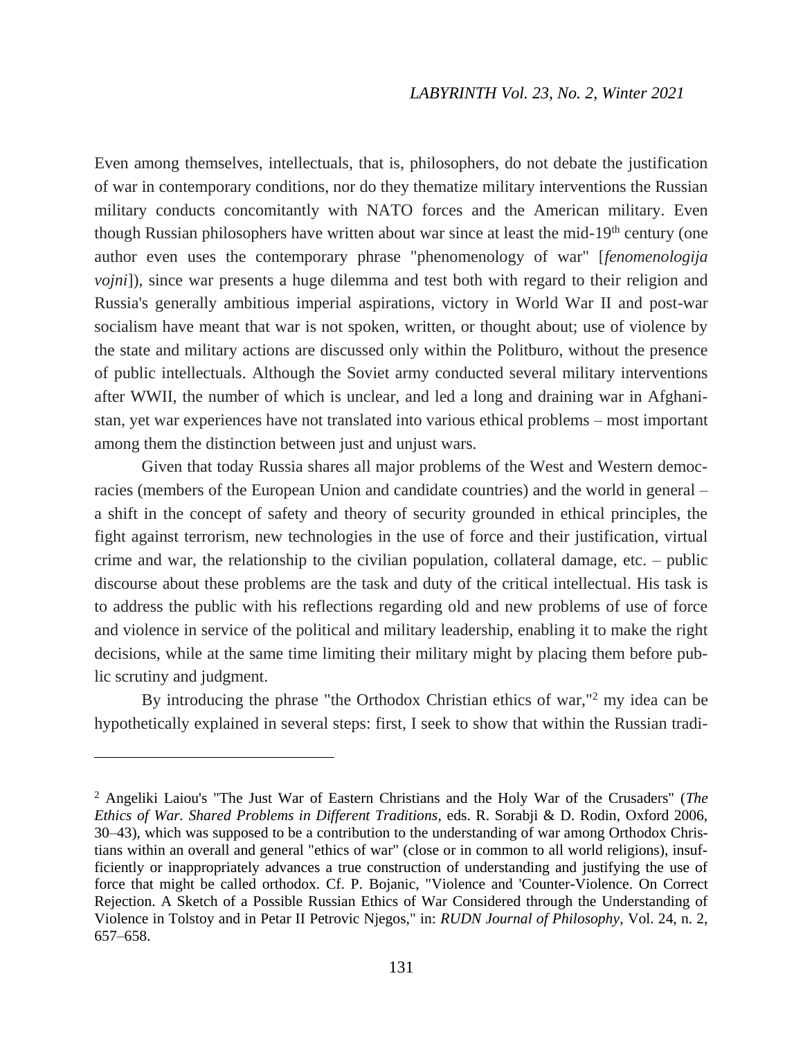Even among themselves, intellectuals, that is, philosophers, do not debate the justification of war in contemporary conditions, nor do they thematize military interventions the Russian military conducts concomitantly with NATO forces and the American military. Even though Russian philosophers have written about war since at least the mid-19th century (one author even uses the contemporary phrase "phenomenology of war" [*fenomenologija vojni*]), since war presents a huge dilemma and test both with regard to their religion and Russia's generally ambitious imperial aspirations, victory in World War II and post-war socialism have meant that war is not spoken, written, or thought about; use of violence by the state and military actions are discussed only within the Politburo, without the presence of public intellectuals. Although the Soviet army conducted several military interventions after WWII, the number of which is unclear, and led a long and draining war in Afghanistan, yet war experiences have not translated into various ethical problems – most important among them the distinction between just and unjust wars.

Given that today Russia shares all major problems of the West and Western democracies (members of the European Union and candidate countries) and the world in general – a shift in the concept of safety and theory of security grounded in ethical principles, the fight against terrorism, new technologies in the use of force and their justification, virtual crime and war, the relationship to the civilian population, collateral damage, etc. – public discourse about these problems are the task and duty of the critical intellectual. His task is to address the public with his reflections regarding old and new problems of use of force and violence in service of the political and military leadership, enabling it to make the right decisions, while at the same time limiting their military might by placing them before public scrutiny and judgment.

By introducing the phrase "the Orthodox Christian ethics of war,"[2] my idea can be hypothetically explained in several steps: first, I seek to show that within the Russian tradi-

---

[2] Angeliki Laiou's "The Just War of Eastern Christians and the Holy War of the Crusaders" (*The Ethics of War. Shared Problems in Different Traditions*, eds. R. Sorabji & D. Rodin, Oxford 2006, 30–43), which was supposed to be a contribution to the understanding of war among Orthodox Christians within an overall and general "ethics of war" (close or in common to all world religions), insufficiently or inappropriately advances a true construction of understanding and justifying the use of force that might be called orthodox. Cf. P. Bojanic, "Violence and 'Counter-Violence. On Correct Rejection. A Sketch of a Possible Russian Ethics of War Considered through the Understanding of Violence in Tolstoy and in Petar II Petrovic Njegos," in: *RUDN Journal of Philosophy*, Vol. 24, n. 2, 657–658.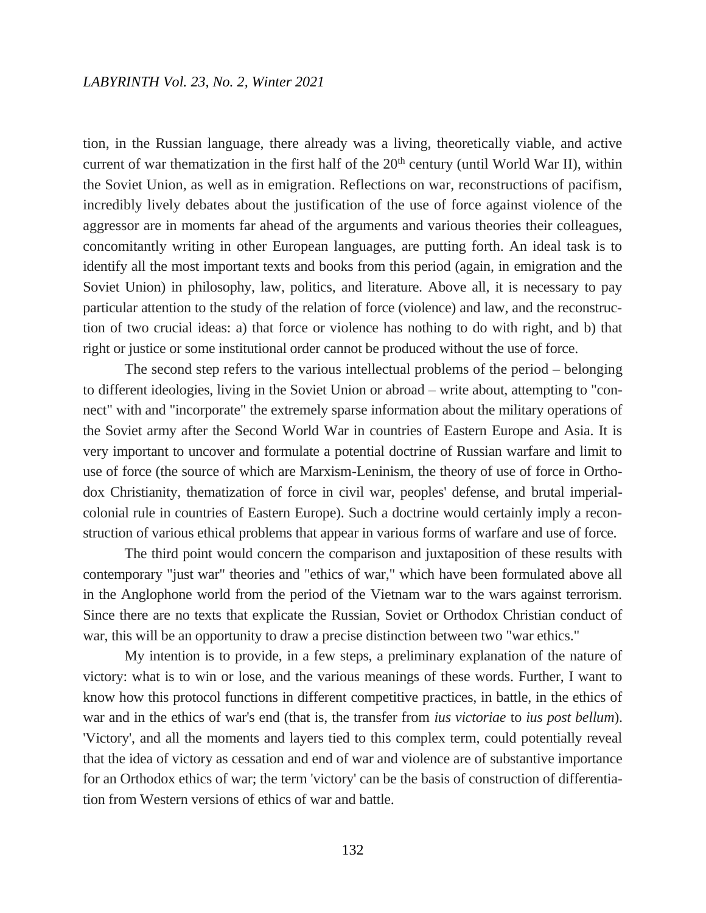tion, in the Russian language, there already was a living, theoretically viable, and active current of war thematization in the first half of the 20th century (until World War II), within the Soviet Union, as well as in emigration. Reflections on war, reconstructions of pacifism, incredibly lively debates about the justification of the use of force against violence of the aggressor are in moments far ahead of the arguments and various theories their colleagues, concomitantly writing in other European languages, are putting forth. An ideal task is to identify all the most important texts and books from this period (again, in emigration and the Soviet Union) in philosophy, law, politics, and literature. Above all, it is necessary to pay particular attention to the study of the relation of force (violence) and law, and the reconstruction of two crucial ideas: a) that force or violence has nothing to do with right, and b) that right or justice or some institutional order cannot be produced without the use of force.

The second step refers to the various intellectual problems of the period – belonging to different ideologies, living in the Soviet Union or abroad – write about, attempting to "connect" with and "incorporate" the extremely sparse information about the military operations of the Soviet army after the Second World War in countries of Eastern Europe and Asia. It is very important to uncover and formulate a potential doctrine of Russian warfare and limit to use of force (the source of which are Marxism-Leninism, the theory of use of force in Orthodox Christianity, thematization of force in civil war, peoples' defense, and brutal imperial-colonial rule in countries of Eastern Europe). Such a doctrine would certainly imply a reconstruction of various ethical problems that appear in various forms of warfare and use of force.

The third point would concern the comparison and juxtaposition of these results with contemporary "just war" theories and "ethics of war," which have been formulated above all in the Anglophone world from the period of the Vietnam war to the wars against terrorism. Since there are no texts that explicate the Russian, Soviet or Orthodox Christian conduct of war, this will be an opportunity to draw a precise distinction between two "war ethics."

My intention is to provide, in a few steps, a preliminary explanation of the nature of victory: what is to win or lose, and the various meanings of these words. Further, I want to know how this protocol functions in different competitive practices, in battle, in the ethics of war and in the ethics of war's end (that is, the transfer from *ius victoriae* to *ius post bellum*). 'Victory', and all the moments and layers tied to this complex term, could potentially reveal that the idea of victory as cessation and end of war and violence are of substantive importance for an Orthodox ethics of war; the term 'victory' can be the basis of construction of differentiation from Western versions of ethics of war and battle.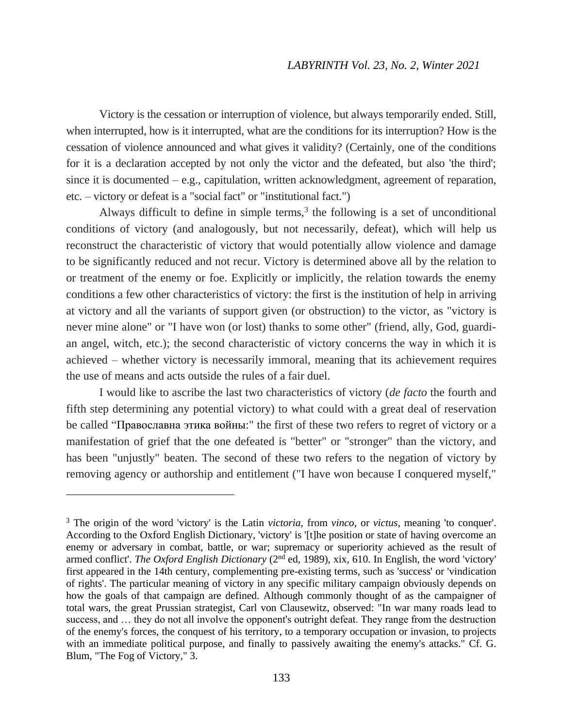Victory is the cessation or interruption of violence, but always temporarily ended. Still, when interrupted, how is it interrupted, what are the conditions for its interruption? How is the cessation of violence announced and what gives it validity? (Certainly, one of the conditions for it is a declaration accepted by not only the victor and the defeated, but also 'the third'; since it is documented – e.g., capitulation, written acknowledgment, agreement of reparation, etc. – victory or defeat is a "social fact" or "institutional fact.")

Always difficult to define in simple terms,[3] the following is a set of unconditional conditions of victory (and analogously, but not necessarily, defeat), which will help us reconstruct the characteristic of victory that would potentially allow violence and damage to be significantly reduced and not recur. Victory is determined above all by the relation to or treatment of the enemy or foe. Explicitly or implicitly, the relation towards the enemy conditions a few other characteristics of victory: the first is the institution of help in arriving at victory and all the variants of support given (or obstruction) to the victor, as "victory is never mine alone" or "I have won (or lost) thanks to some other" (friend, ally, God, guardian angel, witch, etc.); the second characteristic of victory concerns the way in which it is achieved – whether victory is necessarily immoral, meaning that its achievement requires the use of means and acts outside the rules of a fair duel.

I would like to ascribe the last two characteristics of victory (*de facto* the fourth and fifth step determining any potential victory) to what could with a great deal of reservation be called "Православна этика войны:" the first of these two refers to regret of victory or a manifestation of grief that the one defeated is "better" or "stronger" than the victory, and has been "unjustly" beaten. The second of these two refers to the negation of victory by removing agency or authorship and entitlement ("I have won because I conquered myself,"

---

[3] The origin of the word 'victory' is the Latin *victoria*, from *vinco*, or *victus*, meaning 'to conquer'. According to the Oxford English Dictionary, 'victory' is '[t]he position or state of having overcome an enemy or adversary in combat, battle, or war; supremacy or superiority achieved as the result of armed conflict'. *The Oxford English Dictionary* (2nd ed, 1989), xix, 610. In English, the word 'victory' first appeared in the 14th century, complementing pre-existing terms, such as 'success' or 'vindication of rights'. The particular meaning of victory in any specific military campaign obviously depends on how the goals of that campaign are defined. Although commonly thought of as the campaigner of total wars, the great Prussian strategist, Carl von Clausewitz, observed: "In war many roads lead to success, and … they do not all involve the opponent's outright defeat. They range from the destruction of the enemy's forces, the conquest of his territory, to a temporary occupation or invasion, to projects with an immediate political purpose, and finally to passively awaiting the enemy's attacks." Cf. G. Blum, "The Fog of Victory," 3.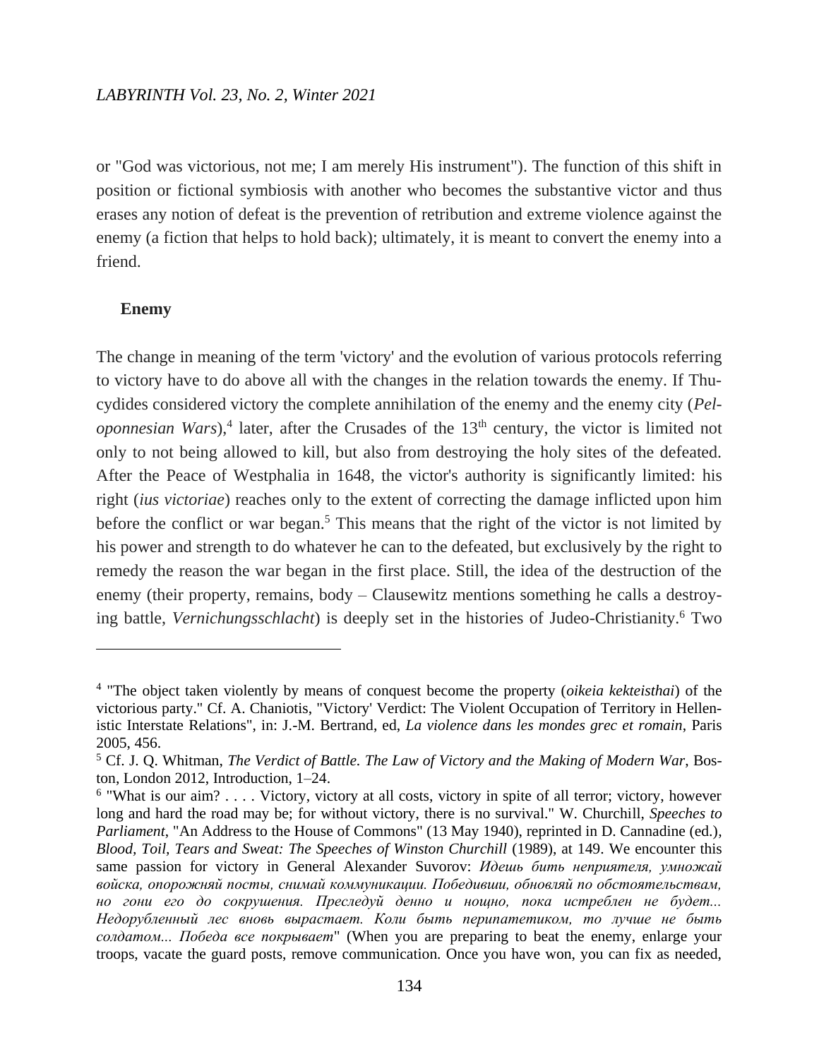or "God was victorious, not me; I am merely His instrument"). The function of this shift in position or fictional symbiosis with another who becomes the substantive victor and thus erases any notion of defeat is the prevention of retribution and extreme violence against the enemy (a fiction that helps to hold back); ultimately, it is meant to convert the enemy into a friend.

## Enemy

The change in meaning of the term 'victory' and the evolution of various protocols referring to victory have to do above all with the changes in the relation towards the enemy. If Thucydides considered victory the complete annihilation of the enemy and the enemy city (*Peloponnesian Wars*),[4] later, after the Crusades of the 13th century, the victor is limited not only to not being allowed to kill, but also from destroying the holy sites of the defeated. After the Peace of Westphalia in 1648, the victor's authority is significantly limited: his right (*ius victoriae*) reaches only to the extent of correcting the damage inflicted upon him before the conflict or war began.[5] This means that the right of the victor is not limited by his power and strength to do whatever he can to the defeated, but exclusively by the right to remedy the reason the war began in the first place. Still, the idea of the destruction of the enemy (their property, remains, body – Clausewitz mentions something he calls a destroying battle, *Vernichungsschlacht*) is deeply set in the histories of Judeo-Christianity.[6] Two

---

[4] "The object taken violently by means of conquest become the property (*oikeia kekteisthai*) of the victorious party." Cf. A. Chaniotis, "Victory' Verdict: The Violent Occupation of Territory in Hellenistic Interstate Relations", in: J.-M. Bertrand, ed, *La violence dans les mondes grec et romain*, Paris 2005, 456.

[5] Cf. J. Q. Whitman, *The Verdict of Battle. The Law of Victory and the Making of Modern War*, Boston, London 2012, Introduction, 1–24.

[6] "What is our aim? . . . . Victory, victory at all costs, victory in spite of all terror; victory, however long and hard the road may be; for without victory, there is no survival." W. Churchill, *Speeches to Parliament*, "An Address to the House of Commons" (13 May 1940), reprinted in D. Cannadine (ed.), *Blood, Toil, Tears and Sweat: The Speeches of Winston Churchill* (1989), at 149. We encounter this same passion for victory in General Alexander Suvorov: *Идешь бить неприятеля, умножай войска, опорожняй посты, снимай коммуникации. Победивши, обновляй по обстоятельствам, но гони его до сокрушения. Преследуй денно и нощно, пока истреблен не будет... Недорубленный лес вновь вырастает. Коли быть перипатетиком, то лучше не быть солдатом... Победа все покрывает*" (When you are preparing to beat the enemy, enlarge your troops, vacate the guard posts, remove communication. Once you have won, you can fix as needed,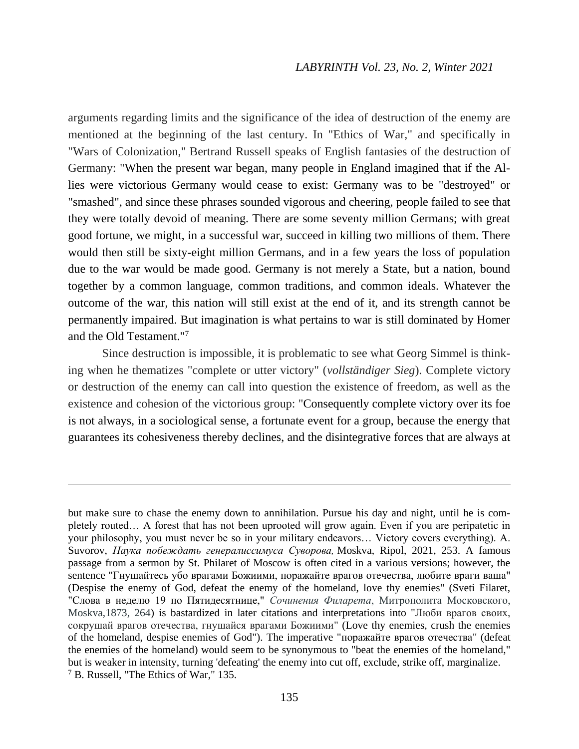arguments regarding limits and the significance of the idea of destruction of the enemy are mentioned at the beginning of the last century. In "Ethics of War," and specifically in "Wars of Colonization," Bertrand Russell speaks of English fantasies of the destruction of Germany: "When the present war began, many people in England imagined that if the Allies were victorious Germany would cease to exist: Germany was to be "destroyed" or "smashed", and since these phrases sounded vigorous and cheering, people failed to see that they were totally devoid of meaning. There are some seventy million Germans; with great good fortune, we might, in a successful war, succeed in killing two millions of them. There would then still be sixty-eight million Germans, and in a few years the loss of population due to the war would be made good. Germany is not merely a State, but a nation, bound together by a common language, common traditions, and common ideals. Whatever the outcome of the war, this nation will still exist at the end of it, and its strength cannot be permanently impaired. But imagination is what pertains to war is still dominated by Homer and the Old Testament."[7]

Since destruction is impossible, it is problematic to see what Georg Simmel is thinking when he thematizes "complete or utter victory" (*vollständiger Sieg*). Complete victory or destruction of the enemy can call into question the existence of freedom, as well as the existence and cohesion of the victorious group: "Consequently complete victory over its foe is not always, in a sociological sense, a fortunate event for a group, because the energy that guarantees its cohesiveness thereby declines, and the disintegrative forces that are always at

---

but make sure to chase the enemy down to annihilation. Pursue his day and night, until he is completely routed… A forest that has not been uprooted will grow again. Even if you are peripatetic in your philosophy, you must never be so in your military endeavors… Victory covers everything). A. Suvorov, *Наука побеждать генералиссимуса Суворова,* Moskva, Ripol, 2021, 253. A famous passage from a sermon by St. Philaret of Moscow is often cited in a various versions; however, the sentence "Гнушайтесь убо врагами Божиими, поражайте врагов отечества, любите враги ваша" (Despise the enemy of God, defeat the enemy of the homeland, love thy enemies" (Sveti Filaret, "Слова в неделю 19 по Пятидесятнице," *Сочинения Филарета*, Митрополита Московского, Moskva,1873, 264) is bastardized in later citations and interpretations into "Люби врагов своих, сокрушай врагов отечества, гнушайся врагами Божиими" (Love thy enemies, crush the enemies of the homeland, despise enemies of God"). The imperative "поражайте врагов отечества" (defeat the enemies of the homeland) would seem to be synonymous to "beat the enemies of the homeland," but is weaker in intensity, turning 'defeating' the enemy into cut off, exclude, strike off, marginalize.

[7] B. Russell, "The Ethics of War," 135.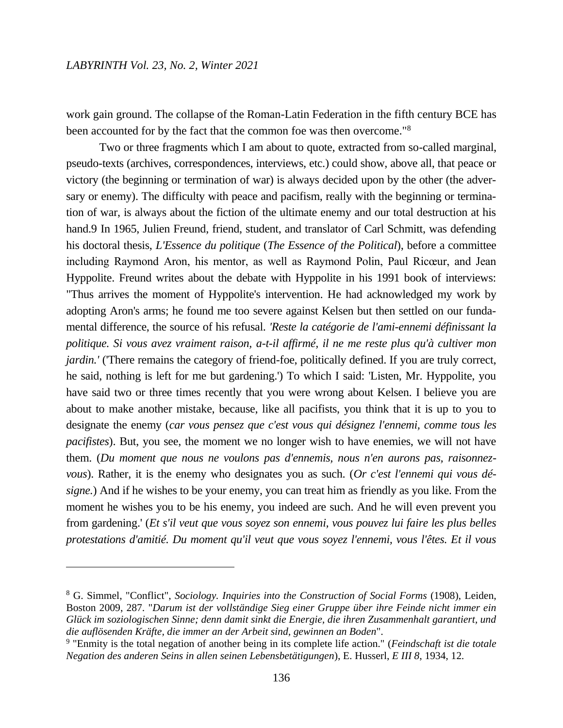work gain ground. The collapse of the Roman-Latin Federation in the fifth century BCE has been accounted for by the fact that the common foe was then overcome."[8]

Two or three fragments which I am about to quote, extracted from so-called marginal, pseudo-texts (archives, correspondences, interviews, etc.) could show, above all, that peace or victory (the beginning or termination of war) is always decided upon by the other (the adversary or enemy). The difficulty with peace and pacifism, really with the beginning or termination of war, is always about the fiction of the ultimate enemy and our total destruction at his hand.9 In 1965, Julien Freund, friend, student, and translator of Carl Schmitt, was defending his doctoral thesis, *L'Essence du politique* (*The Essence of the Political*), before a committee including Raymond Aron, his mentor, as well as Raymond Polin, Paul Ricœur, and Jean Hyppolite. Freund writes about the debate with Hyppolite in his 1991 book of interviews: "Thus arrives the moment of Hyppolite's intervention. He had acknowledged my work by adopting Aron's arms; he found me too severe against Kelsen but then settled on our fundamental difference, the source of his refusal. *'Reste la catégorie de l'ami-ennemi définissant la politique. Si vous avez vraiment raison, a-t-il affirmé, il ne me reste plus qu'à cultiver mon jardin.'* ('There remains the category of friend-foe, politically defined. If you are truly correct, he said, nothing is left for me but gardening.') To which I said: 'Listen, Mr. Hyppolite, you have said two or three times recently that you were wrong about Kelsen. I believe you are about to make another mistake, because, like all pacifists, you think that it is up to you to designate the enemy (*car vous pensez que c'est vous qui désignez l'ennemi, comme tous les pacifistes*). But, you see, the moment we no longer wish to have enemies, we will not have them. (*Du moment que nous ne voulons pas d'ennemis, nous n'en aurons pas, raisonnez-vous*). Rather, it is the enemy who designates you as such. (*Or c'est l'ennemi qui vous désigne.*) And if he wishes to be your enemy, you can treat him as friendly as you like. From the moment he wishes you to be his enemy, you indeed are such. And he will even prevent you from gardening.' (*Et s'il veut que vous soyez son ennemi, vous pouvez lui faire les plus belles protestations d'amitié. Du moment qu'il veut que vous soyez l'ennemi, vous l'êtes. Et il vous*

---

[8] G. Simmel, "Conflict", *Sociology. Inquiries into the Construction of Social Forms* (1908), Leiden, Boston 2009, 287. "*Darum ist der vollständige Sieg einer Gruppe über ihre Feinde nicht immer ein Glück im soziologischen Sinne; denn damit sinkt die Energie, die ihren Zusammenhalt garantiert, und die auflösenden Kräfte, die immer an der Arbeit sind, gewinnen an Boden*".

[9] "Enmity is the total negation of another being in its complete life action." (*Feindschaft ist die totale Negation des anderen Seins in allen seinen Lebensbetätigungen*), E. Husserl, *E III 8*, 1934, 12.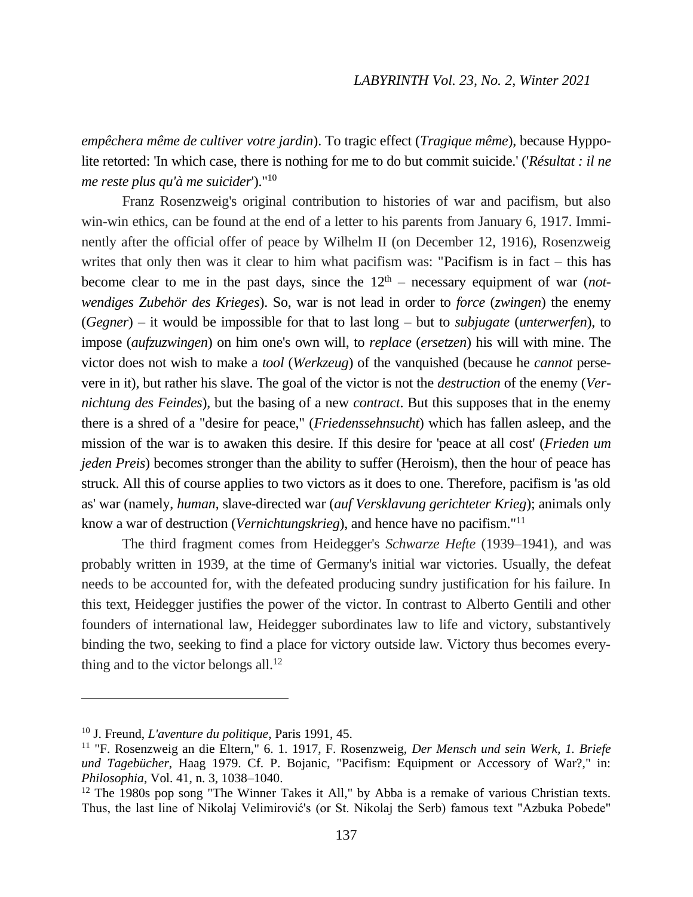*empêchera même de cultiver votre jardin*). To tragic effect (*Tragique même*), because Hyppolite retorted: 'In which case, there is nothing for me to do but commit suicide.' ('*Résultat : il ne me reste plus qu'à me suicider*')."[10]

Franz Rosenzweig's original contribution to histories of war and pacifism, but also win-win ethics, can be found at the end of a letter to his parents from January 6, 1917. Imminently after the official offer of peace by Wilhelm II (on December 12, 1916), Rosenzweig writes that only then was it clear to him what pacifism was: "Pacifism is in fact – this has become clear to me in the past days, since the 12th – necessary equipment of war (*notwendiges Zubehör des Krieges*). So, war is not lead in order to *force* (*zwingen*) the enemy (*Gegner*) – it would be impossible for that to last long – but to *subjugate* (*unterwerfen*), to impose (*aufzuzwingen*) on him one's own will, to *replace* (*ersetzen*) his will with mine. The victor does not wish to make a *tool* (*Werkzeug*) of the vanquished (because he *cannot* persevere in it), but rather his slave. The goal of the victor is not the *destruction* of the enemy (*Vernichtung des Feindes*), but the basing of a new *contract*. But this supposes that in the enemy there is a shred of a "desire for peace," (*Friedenssehnsucht*) which has fallen asleep, and the mission of the war is to awaken this desire. If this desire for 'peace at all cost' (*Frieden um jeden Preis*) becomes stronger than the ability to suffer (Heroism), then the hour of peace has struck. All this of course applies to two victors as it does to one. Therefore, pacifism is 'as old as' war (namely, *human*, slave-directed war (*auf Versklavung gerichteter Krieg*); animals only know a war of destruction (*Vernichtungskrieg*), and hence have no pacifism."[11]

The third fragment comes from Heidegger's *Schwarze Hefte* (1939–1941), and was probably written in 1939, at the time of Germany's initial war victories. Usually, the defeat needs to be accounted for, with the defeated producing sundry justification for his failure. In this text, Heidegger justifies the power of the victor. In contrast to Alberto Gentili and other founders of international law, Heidegger subordinates law to life and victory, substantively binding the two, seeking to find a place for victory outside law. Victory thus becomes everything and to the victor belongs all.[12]

---

[10] J. Freund, *L'aventure du politique*, Paris 1991, 45.

[11] "F. Rosenzweig an die Eltern," 6. 1. 1917, F. Rosenzweig, *Der Mensch und sein Werk, 1. Briefe und Tagebücher*, Haag 1979. Cf. P. Bojanic, "Pacifism: Equipment or Accessory of War?," in: *Philosophia*, Vol. 41, n. 3, 1038–1040.

[12] The 1980s pop song "The Winner Takes it All," by Abba is a remake of various Christian texts. Thus, the last line of Nikolaj Velimirović's (or St. Nikolaj the Serb) famous text "Azbuka Pobede"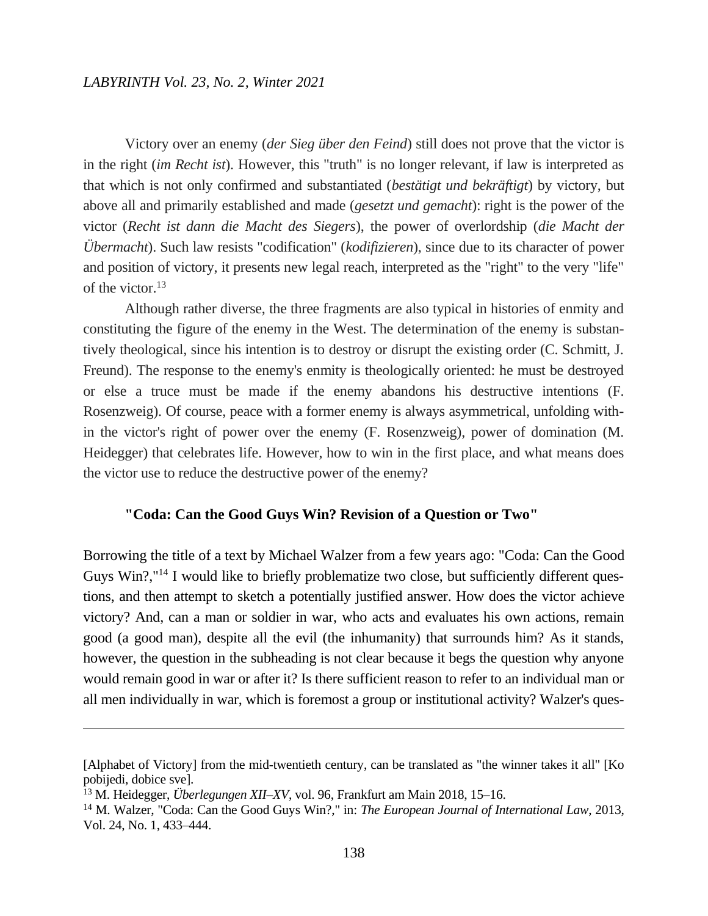Victory over an enemy (*der Sieg über den Feind*) still does not prove that the victor is in the right (*im Recht ist*). However, this "truth" is no longer relevant, if law is interpreted as that which is not only confirmed and substantiated (*bestätigt und bekräftigt*) by victory, but above all and primarily established and made (*gesetzt und gemacht*): right is the power of the victor (*Recht ist dann die Macht des Siegers*), the power of overlordship (*die Macht der Übermacht*). Such law resists "codification" (*kodifizieren*), since due to its character of power and position of victory, it presents new legal reach, interpreted as the "right" to the very "life" of the victor.[13]

Although rather diverse, the three fragments are also typical in histories of enmity and constituting the figure of the enemy in the West. The determination of the enemy is substantively theological, since his intention is to destroy or disrupt the existing order (C. Schmitt, J. Freund). The response to the enemy's enmity is theologically oriented: he must be destroyed or else a truce must be made if the enemy abandons his destructive intentions (F. Rosenzweig). Of course, peace with a former enemy is always asymmetrical, unfolding within the victor's right of power over the enemy (F. Rosenzweig), power of domination (M. Heidegger) that celebrates life. However, how to win in the first place, and what means does the victor use to reduce the destructive power of the enemy?

### "Coda: Can the Good Guys Win? Revision of a Question or Two"

Borrowing the title of a text by Michael Walzer from a few years ago: "Coda: Can the Good Guys Win?,"[14] I would like to briefly problematize two close, but sufficiently different questions, and then attempt to sketch a potentially justified answer. How does the victor achieve victory? And, can a man or soldier in war, who acts and evaluates his own actions, remain good (a good man), despite all the evil (the inhumanity) that surrounds him? As it stands, however, the question in the subheading is not clear because it begs the question why anyone would remain good in war or after it? Is there sufficient reason to refer to an individual man or all men individually in war, which is foremost a group or institutional activity? Walzer's ques-

---

[Alphabet of Victory] from the mid-twentieth century, can be translated as "the winner takes it all" [Ko pobijedi, dobice sve].

[13] M. Heidegger, *Überlegungen XII–XV*, vol. 96, Frankfurt am Main 2018, 15–16.

[14] M. Walzer, "Coda: Can the Good Guys Win?," in: *The European Journal of International Law*, 2013, Vol. 24, No. 1, 433–444.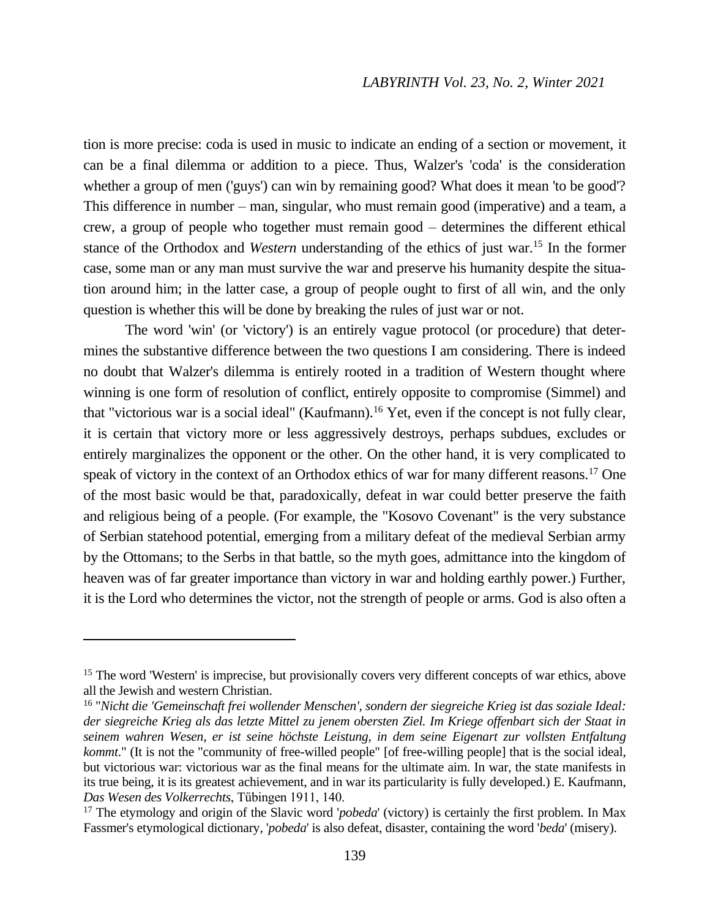tion is more precise: coda is used in music to indicate an ending of a section or movement, it can be a final dilemma or addition to a piece. Thus, Walzer's 'coda' is the consideration whether a group of men ('guys') can win by remaining good? What does it mean 'to be good'? This difference in number – man, singular, who must remain good (imperative) and a team, a crew, a group of people who together must remain good – determines the different ethical stance of the Orthodox and *Western* understanding of the ethics of just war.[15] In the former case, some man or any man must survive the war and preserve his humanity despite the situation around him; in the latter case, a group of people ought to first of all win, and the only question is whether this will be done by breaking the rules of just war or not.

The word 'win' (or 'victory') is an entirely vague protocol (or procedure) that determines the substantive difference between the two questions I am considering. There is indeed no doubt that Walzer's dilemma is entirely rooted in a tradition of Western thought where winning is one form of resolution of conflict, entirely opposite to compromise (Simmel) and that "victorious war is a social ideal" (Kaufmann).[16] Yet, even if the concept is not fully clear, it is certain that victory more or less aggressively destroys, perhaps subdues, excludes or entirely marginalizes the opponent or the other. On the other hand, it is very complicated to speak of victory in the context of an Orthodox ethics of war for many different reasons.[17] One of the most basic would be that, paradoxically, defeat in war could better preserve the faith and religious being of a people. (For example, the "Kosovo Covenant" is the very substance of Serbian statehood potential, emerging from a military defeat of the medieval Serbian army by the Ottomans; to the Serbs in that battle, so the myth goes, admittance into the kingdom of heaven was of far greater importance than victory in war and holding earthly power.) Further, it is the Lord who determines the victor, not the strength of people or arms. God is also often a

---

[15] The word 'Western' is imprecise, but provisionally covers very different concepts of war ethics, above all the Jewish and western Christian.

[16] "*Nicht die 'Gemeinschaft frei wollender Menschen', sondern der siegreiche Krieg ist das soziale Ideal: der siegreiche Krieg als das letzte Mittel zu jenem obersten Ziel. Im Kriege offenbart sich der Staat in seinem wahren Wesen, er ist seine höchste Leistung, in dem seine Eigenart zur vollsten Entfaltung kommt.*" (It is not the "community of free-willed people" [of free-willing people] that is the social ideal, but victorious war: victorious war as the final means for the ultimate aim. In war, the state manifests in its true being, it is its greatest achievement, and in war its particularity is fully developed.) E. Kaufmann, *Das Wesen des Volkerrechts*, Tűbingen 1911, 140.

[17] The etymology and origin of the Slavic word '*pobeda*' (victory) is certainly the first problem. In Max Fassmer's etymological dictionary, '*pobeda*' is also defeat, disaster, containing the word '*beda*' (misery).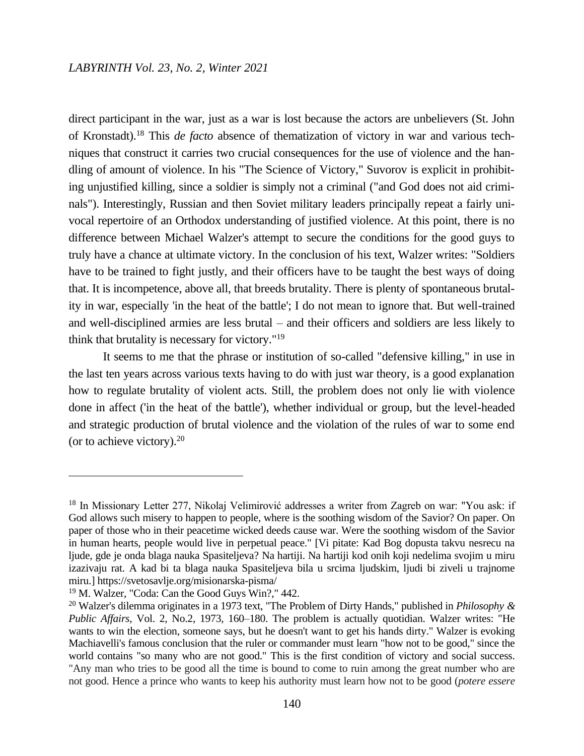direct participant in the war, just as a war is lost because the actors are unbelievers (St. John of Kronstadt).[18] This *de facto* absence of thematization of victory in war and various techniques that construct it carries two crucial consequences for the use of violence and the handling of amount of violence. In his "The Science of Victory," Suvorov is explicit in prohibiting unjustified killing, since a soldier is simply not a criminal ("and God does not aid criminals"). Interestingly, Russian and then Soviet military leaders principally repeat a fairly univocal repertoire of an Orthodox understanding of justified violence. At this point, there is no difference between Michael Walzer's attempt to secure the conditions for the good guys to truly have a chance at ultimate victory. In the conclusion of his text, Walzer writes: "Soldiers have to be trained to fight justly, and their officers have to be taught the best ways of doing that. It is incompetence, above all, that breeds brutality. There is plenty of spontaneous brutality in war, especially 'in the heat of the battle'; I do not mean to ignore that. But well-trained and well-disciplined armies are less brutal – and their officers and soldiers are less likely to think that brutality is necessary for victory."[19]

It seems to me that the phrase or institution of so-called "defensive killing," in use in the last ten years across various texts having to do with just war theory, is a good explanation how to regulate brutality of violent acts. Still, the problem does not only lie with violence done in affect ('in the heat of the battle'), whether individual or group, but the level-headed and strategic production of brutal violence and the violation of the rules of war to some end (or to achieve victory).[20]

---

[18] In Missionary Letter 277, Nikolaj Velimirović addresses a writer from Zagreb on war: "You ask: if God allows such misery to happen to people, where is the soothing wisdom of the Savior? On paper. On paper of those who in their peacetime wicked deeds cause war. Were the soothing wisdom of the Savior in human hearts, people would live in perpetual peace." [Vi pitate: Kad Bog dopusta takvu nesrecu na ljude, gde je onda blaga nauka Spasiteljeva? Na hartiji. Na hartiji kod onih koji nedelima svojim u miru izazivaju rat. A kad bi ta blaga nauka Spasiteljeva bila u srcima ljudskim, ljudi bi ziveli u trajnome miru.] https://svetosavlje.org/misionarska-pisma/

[19] M. Walzer, "Coda: Can the Good Guys Win?," 442.

[20] Walzer's dilemma originates in a 1973 text, "The Problem of Dirty Hands," published in *Philosophy & Public Affairs*, Vol. 2, No.2, 1973, 160–180. The problem is actually quotidian. Walzer writes: "He wants to win the election, someone says, but he doesn't want to get his hands dirty." Walzer is evoking Machiavelli's famous conclusion that the ruler or commander must learn "how not to be good," since the world contains "so many who are not good." This is the first condition of victory and social success. "Any man who tries to be good all the time is bound to come to ruin among the great number who are not good. Hence a prince who wants to keep his authority must learn how not to be good (*potere essere*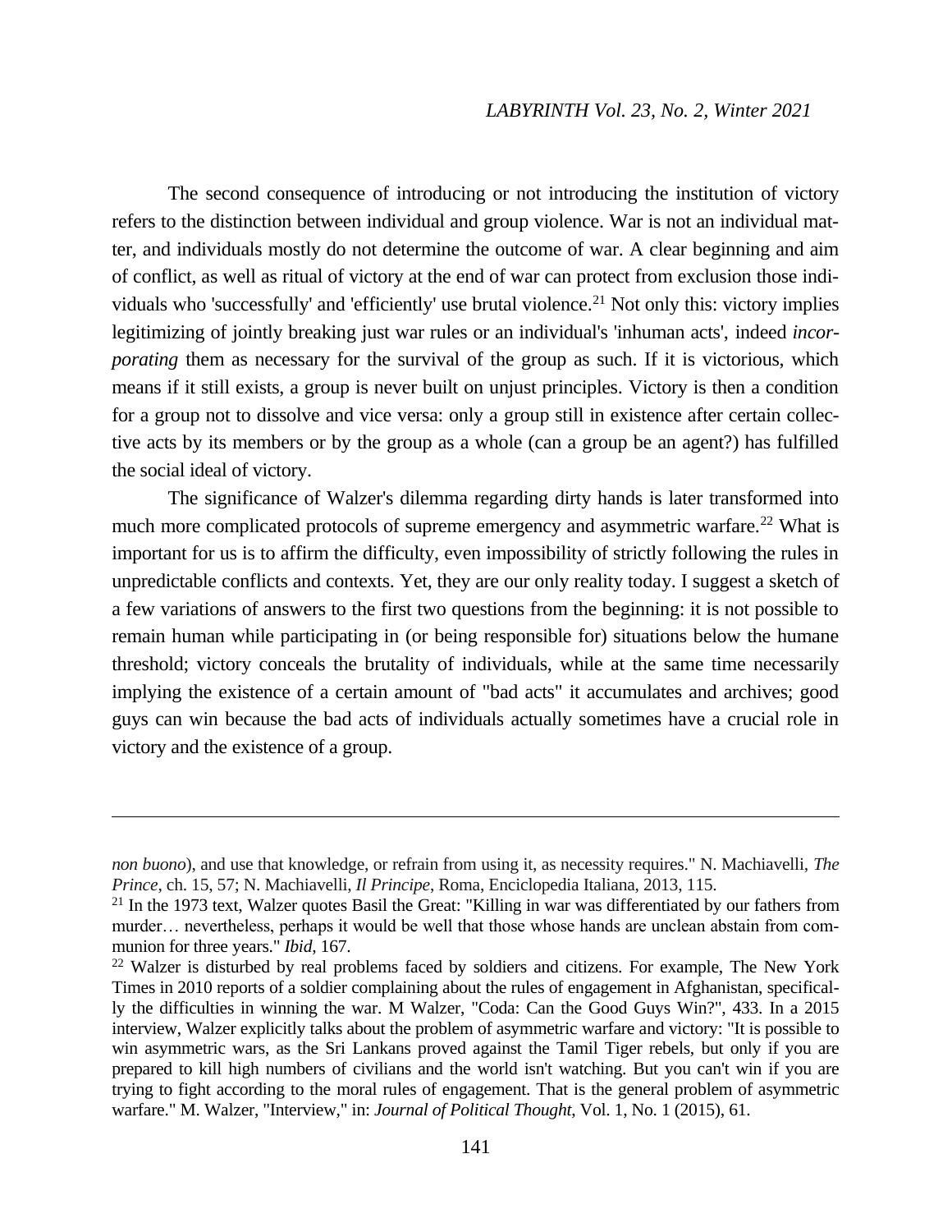The second consequence of introducing or not introducing the institution of victory refers to the distinction between individual and group violence. War is not an individual matter, and individuals mostly do not determine the outcome of war. A clear beginning and aim of conflict, as well as ritual of victory at the end of war can protect from exclusion those individuals who 'successfully' and 'efficiently' use brutal violence.[21] Not only this: victory implies legitimizing of jointly breaking just war rules or an individual's 'inhuman acts', indeed *incorporating* them as necessary for the survival of the group as such. If it is victorious, which means if it still exists, a group is never built on unjust principles. Victory is then a condition for a group not to dissolve and vice versa: only a group still in existence after certain collective acts by its members or by the group as a whole (can a group be an agent?) has fulfilled the social ideal of victory.

The significance of Walzer's dilemma regarding dirty hands is later transformed into much more complicated protocols of supreme emergency and asymmetric warfare.[22] What is important for us is to affirm the difficulty, even impossibility of strictly following the rules in unpredictable conflicts and contexts. Yet, they are our only reality today. I suggest a sketch of a few variations of answers to the first two questions from the beginning: it is not possible to remain human while participating in (or being responsible for) situations below the humane threshold; victory conceals the brutality of individuals, while at the same time necessarily implying the existence of a certain amount of "bad acts" it accumulates and archives; good guys can win because the bad acts of individuals actually sometimes have a crucial role in victory and the existence of a group.

---

*non buono*), and use that knowledge, or refrain from using it, as necessity requires." N. Machiavelli, *The Prince*, ch. 15, 57; N. Machiavelli, *Il Principe*, Roma, Enciclopedia Italiana, 2013, 115.

[21] In the 1973 text, Walzer quotes Basil the Great: "Killing in war was differentiated by our fathers from murder… nevertheless, perhaps it would be well that those whose hands are unclean abstain from communion for three years." *Ibid*, 167.

[22] Walzer is disturbed by real problems faced by soldiers and citizens. For example, The New York Times in 2010 reports of a soldier complaining about the rules of engagement in Afghanistan, specifically the difficulties in winning the war. M Walzer, "Coda: Can the Good Guys Win?", 433. In a 2015 interview, Walzer explicitly talks about the problem of asymmetric warfare and victory: "It is possible to win asymmetric wars, as the Sri Lankans proved against the Tamil Tiger rebels, but only if you are prepared to kill high numbers of civilians and the world isn't watching. But you can't win if you are trying to fight according to the moral rules of engagement. That is the general problem of asymmetric warfare." M. Walzer, "Interview," in: *Journal of Political Thought*, Vol. 1, No. 1 (2015), 61.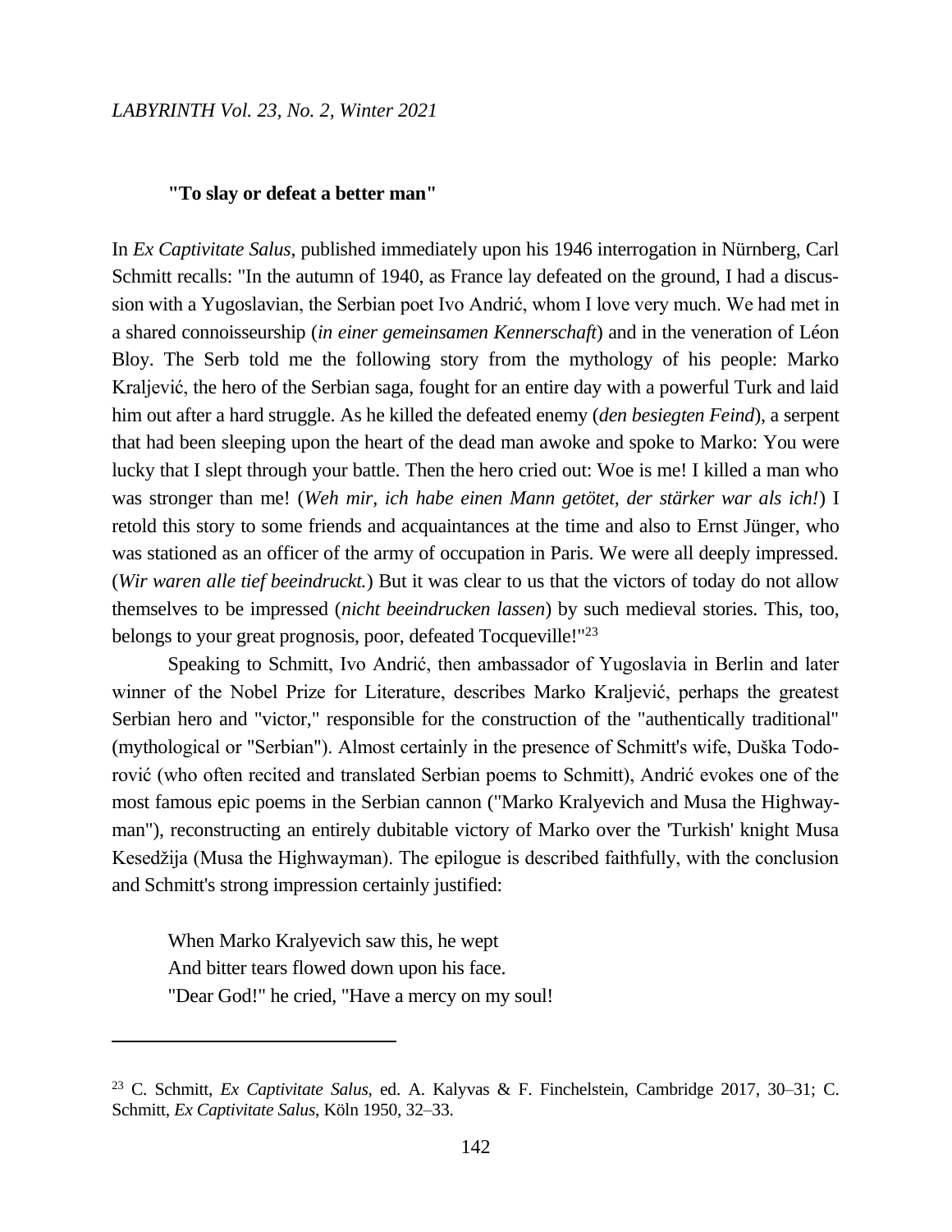### "To slay or defeat a better man"

In *Ex Captivitate Salus*, published immediately upon his 1946 interrogation in Nürnberg, Carl Schmitt recalls: "In the autumn of 1940, as France lay defeated on the ground, I had a discussion with a Yugoslavian, the Serbian poet Ivo Andrić, whom I love very much. We had met in a shared connoisseurship (*in einer gemeinsamen Kennerschaft*) and in the veneration of Léon Bloy. The Serb told me the following story from the mythology of his people: Marko Kraljević, the hero of the Serbian saga, fought for an entire day with a powerful Turk and laid him out after a hard struggle. As he killed the defeated enemy (*den besiegten Feind*), a serpent that had been sleeping upon the heart of the dead man awoke and spoke to Marko: You were lucky that I slept through your battle. Then the hero cried out: Woe is me! I killed a man who was stronger than me! (*Weh mir, ich habe einen Mann getötet, der stärker war als ich!*) I retold this story to some friends and acquaintances at the time and also to Ernst Jünger, who was stationed as an officer of the army of occupation in Paris. We were all deeply impressed. (*Wir waren alle tief beeindruckt.*) But it was clear to us that the victors of today do not allow themselves to be impressed (*nicht beeindrucken lassen*) by such medieval stories. This, too, belongs to your great prognosis, poor, defeated Tocqueville!"[23]

Speaking to Schmitt, Ivo Andrić, then ambassador of Yugoslavia in Berlin and later winner of the Nobel Prize for Literature, describes Marko Kraljević, perhaps the greatest Serbian hero and "victor," responsible for the construction of the "authentically traditional" (mythological or "Serbian"). Almost certainly in the presence of Schmitt's wife, Duška Todorović (who often recited and translated Serbian poems to Schmitt), Andrić evokes one of the most famous epic poems in the Serbian cannon ("Marko Kralyevich and Musa the Highwayman"), reconstructing an entirely dubitable victory of Marko over the 'Turkish' knight Musa Kesedžija (Musa the Highwayman). The epilogue is described faithfully, with the conclusion and Schmitt's strong impression certainly justified:

> When Marko Kralyevich saw this, he wept
> And bitter tears flowed down upon his face.
> "Dear God!" he cried, "Have a mercy on my soul!

[23] C. Schmitt, *Ex Captivitate Salus*, ed. A. Kalyvas & F. Finchelstein, Cambridge 2017, 30–31; C. Schmitt, *Ex Captivitate Salus*, Köln 1950, 32–33.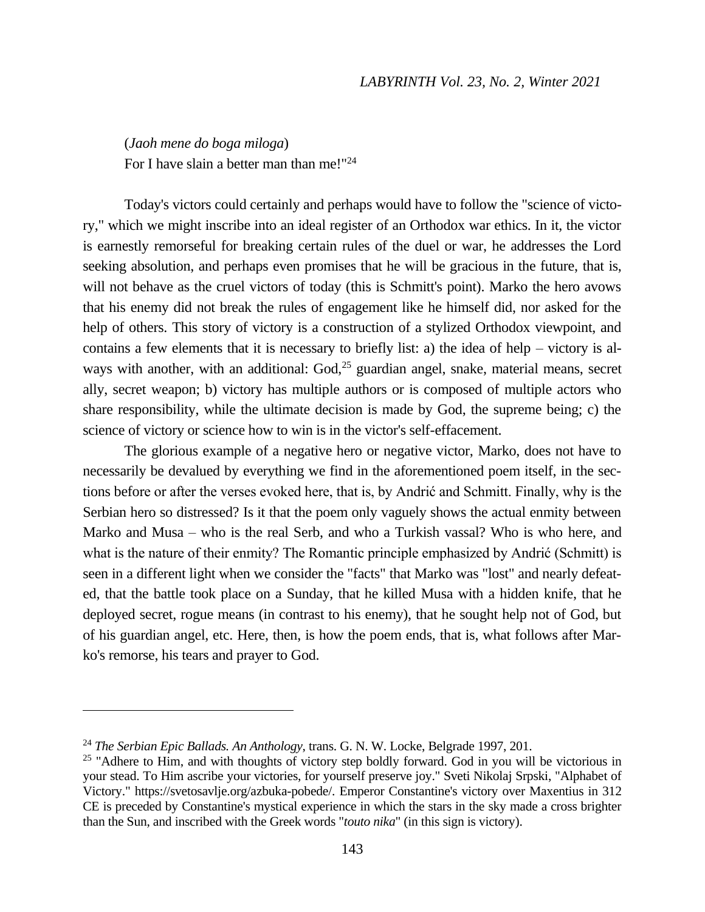(*Jaoh mene do boga miloga*)
For I have slain a better man than me!"[24]

Today's victors could certainly and perhaps would have to follow the "science of victory," which we might inscribe into an ideal register of an Orthodox war ethics. In it, the victor is earnestly remorseful for breaking certain rules of the duel or war, he addresses the Lord seeking absolution, and perhaps even promises that he will be gracious in the future, that is, will not behave as the cruel victors of today (this is Schmitt's point). Marko the hero avows that his enemy did not break the rules of engagement like he himself did, nor asked for the help of others. This story of victory is a construction of a stylized Orthodox viewpoint, and contains a few elements that it is necessary to briefly list: a) the idea of help – victory is always with another, with an additional: God,[25] guardian angel, snake, material means, secret ally, secret weapon; b) victory has multiple authors or is composed of multiple actors who share responsibility, while the ultimate decision is made by God, the supreme being; c) the science of victory or science how to win is in the victor's self-effacement.

The glorious example of a negative hero or negative victor, Marko, does not have to necessarily be devalued by everything we find in the aforementioned poem itself, in the sections before or after the verses evoked here, that is, by Andrić and Schmitt. Finally, why is the Serbian hero so distressed? Is it that the poem only vaguely shows the actual enmity between Marko and Musa – who is the real Serb, and who a Turkish vassal? Who is who here, and what is the nature of their enmity? The Romantic principle emphasized by Andrić (Schmitt) is seen in a different light when we consider the "facts" that Marko was "lost" and nearly defeated, that the battle took place on a Sunday, that he killed Musa with a hidden knife, that he deployed secret, rogue means (in contrast to his enemy), that he sought help not of God, but of his guardian angel, etc. Here, then, is how the poem ends, that is, what follows after Marko's remorse, his tears and prayer to God.

---

[24] *The Serbian Epic Ballads. An Anthology*, trans. G. N. W. Locke, Belgrade 1997, 201.

[25] "Adhere to Him, and with thoughts of victory step boldly forward. God in you will be victorious in your stead. To Him ascribe your victories, for yourself preserve joy." Sveti Nikolaj Srpski, "Alphabet of Victory." https://svetosavlje.org/azbuka-pobede/. Emperor Constantine's victory over Maxentius in 312 CE is preceded by Constantine's mystical experience in which the stars in the sky made a cross brighter than the Sun, and inscribed with the Greek words "*touto nika*" (in this sign is victory).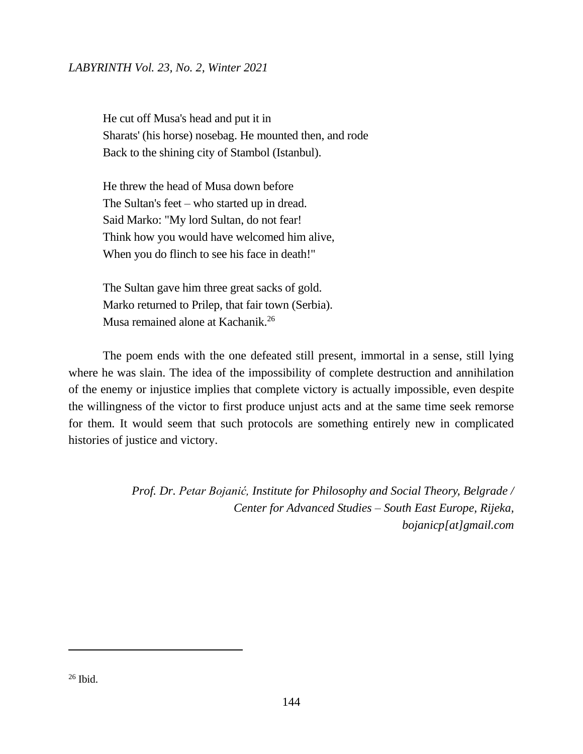He cut off Musa's head and put it in
Sharats' (his horse) nosebag. He mounted then, and rode
Back to the shining city of Stambol (Istanbul).

He threw the head of Musa down before
The Sultan's feet – who started up in dread.
Said Marko: "My lord Sultan, do not fear!
Think how you would have welcomed him alive,
When you do flinch to see his face in death!"

The Sultan gave him three great sacks of gold.
Marko returned to Prilep, that fair town (Serbia).
Musa remained alone at Kachanik.[26]

The poem ends with the one defeated still present, immortal in a sense, still lying where he was slain. The idea of the impossibility of complete destruction and annihilation of the enemy or injustice implies that complete victory is actually impossible, even despite the willingness of the victor to first produce unjust acts and at the same time seek remorse for them. It would seem that such protocols are something entirely new in complicated histories of justice and victory.

*Prof. Dr. Petar Bojanić, Institute for Philosophy and Social Theory, Belgrade / Center for Advanced Studies – South East Europe, Rijeka, bojanicp[at]gmail.com*

---

[26] Ibid.